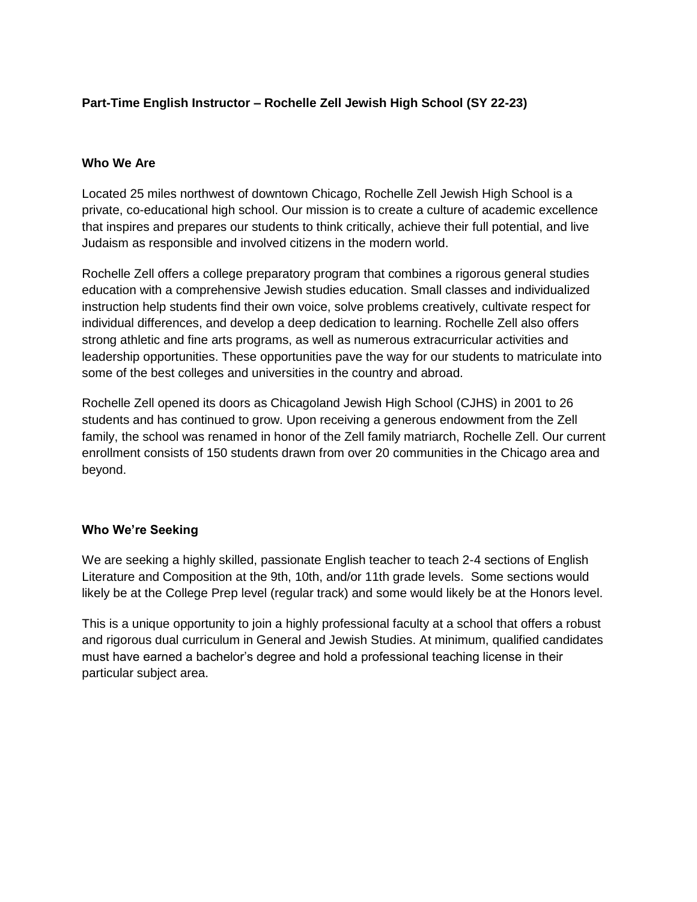## Part-Time English Instructor – Rochelle Zell Jewish High School (SY 22-23)

### Who We Are

Located 25 miles northwest of downtown Chicago, Rochelle Zell Jewish High School is a private, co-educational high school. Our mission is to create a culture of academic excellence that inspires and prepares our students to think critically, achieve their full potential, and live Judaism as responsible and involved citizens in the modern world.

Rochelle Zell offers a college preparatory program that combines a rigorous general studies education with a comprehensive Jewish studies education. Small classes and individualized instruction help students find their own voice, solve problems creatively, cultivate respect for individual differences, and develop a deep dedication to learning. Rochelle Zell also offers strong athletic and fine arts programs, as well as numerous extracurricular activities and leadership opportunities. These opportunities pave the way for our students to matriculate into some of the best colleges and universities in the country and abroad.

Rochelle Zell opened its doors as Chicagoland Jewish High School (CJHS) in 2001 to 26 students and has continued to grow. Upon receiving a generous endowment from the Zell family, the school was renamed in honor of the Zell family matriarch, Rochelle Zell. Our current enrollment consists of 150 students drawn from over 20 communities in the Chicago area and beyond.

### Who We're Seeking

We are seeking a highly skilled, passionate English teacher to teach 2-4 sections of English Literature and Composition at the 9th, 10th, and/or 11th grade levels. Some sections would likely be at the College Prep level (regular track) and some would likely be at the Honors level.

This is a unique opportunity to join a highly professional faculty at a school that offers a robust and rigorous dual curriculum in General and Jewish Studies. At minimum, qualified candidates must have earned a bachelor's degree and hold a professional teaching license in their particular subject area.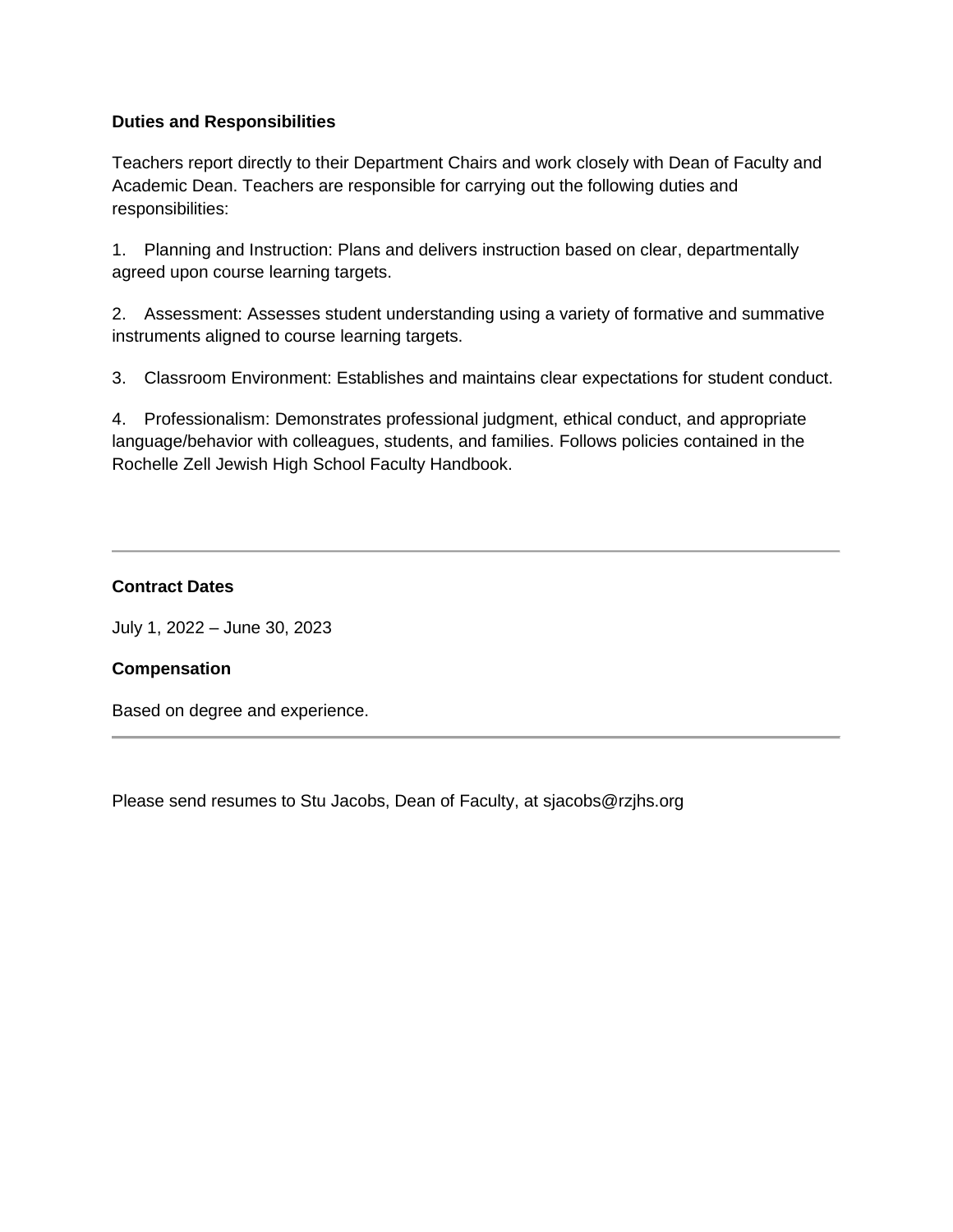**Duties and Responsibilities**

Teachers report directly to their Department Chairs and work closely with Dean of Faculty and Academic Dean. Teachers are responsible for carrying out the following duties and responsibilities:

1. Planning and Instruction: Plans and delivers instruction based on clear, departmentally agreed upon course learning targets.

2. Assessment: Assesses student understanding using a variety of formative and summative instruments aligned to course learning targets.

3. Classroom Environment: Establishes and maintains clear expectations for student conduct.

4. Professionalism: Demonstrates professional judgment, ethical conduct, and appropriate language/behavior with colleagues, students, and families. Follows policies contained in the Rochelle Zell Jewish High School Faculty Handbook.

---

**Contract Dates**

July 1, 2022 – June 30, 2023

**Compensation**

Based on degree and experience.

---

Please send resumes to Stu Jacobs, Dean of Faculty, at sjacobs@rzjhs.org